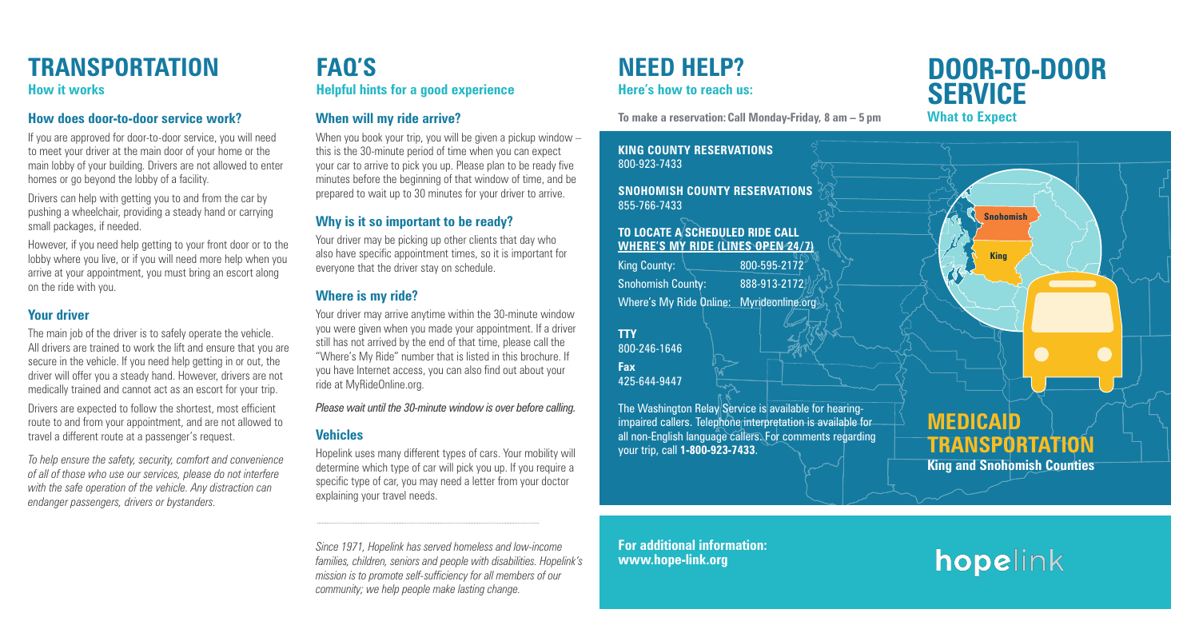# TRANSPORTATION

## How it works

### How does door-to-door service work?

If you are approved for door-to-door service, you will need to meet your driver at the main door of your home or the main lobby of your building. Drivers are not allowed to enter homes or go beyond the lobby of a facility.

Drivers can help with getting you to and from the car by pushing a wheelchair, providing a steady hand or carrying small packages, if needed.

However, if you need help getting to your front door or to the lobby where you live, or if you will need more help when you arrive at your appointment, you must bring an escort along on the ride with you.

### Your driver

The main job of the driver is to safely operate the vehicle. All drivers are trained to work the lift and ensure that you are secure in the vehicle. If you need help getting in or out, the driver will offer you a steady hand. However, drivers are not medically trained and cannot act as an escort for your trip.

Drivers are expected to follow the shortest, most efficient route to and from your appointment, and are not allowed to travel a different route at a passenger's request.

*To help ensure the safety, security, comfort and convenience of all of those who use our services, please do not interfere with the safe operation of the vehicle. Any distraction can endanger passengers, drivers or bystanders.*

# FAQ'S

## Helpful hints for a good experience

### When will my ride arrive?

When you book your trip, you will be given a pickup window – this is the 30-minute period of time when you can expect your car to arrive to pick you up. Please plan to be ready five minutes before the beginning of that window of time, and be prepared to wait up to 30 minutes for your driver to arrive.

### Why is it so important to be ready?

Your driver may be picking up other clients that day who also have specific appointment times, so it is important for everyone that the driver stay on schedule.

### Where is my ride?

Your driver may arrive anytime within the 30-minute window you were given when you made your appointment. If a driver still has not arrived by the end of that time, please call the "Where's My Ride" number that is listed in this brochure. If you have Internet access, you can also find out about your ride at MyRideOnline.org.

*Please wait until the 30-minute window is over before calling.*

### Vehicles

Hopelink uses many different types of cars. Your mobility will determine which type of car will pick you up. If you require a specific type of car, you may need a letter from your doctor explaining your travel needs.

---

*Since 1971, Hopelink has served homeless and low-income families, children, seniors and people with disabilities. Hopelink's mission is to promote self-sufficiency for all members of our community; we help people make lasting change.*

# NEED HELP?

## Here's how to reach us:

**To make a reservation: Call Monday-Friday, 8 am – 5 pm**

**KING COUNTY RESERVATIONS**
800-923-7433

**SNOHOMISH COUNTY RESERVATIONS**
855-766-7433

**TO LOCATE A SCHEDULED RIDE CALL WHERE'S MY RIDE (LINES OPEN 24/7)**

King County: 800-595-2172
Snohomish County: 888-913-2172
Where's My Ride Online: Myrideonline.org

**TTY**
800-246-1646

**Fax**
425-644-9447

The Washington Relay Service is available for hearing-impaired callers. Telephone interpretation is available for all non-English language callers. For comments regarding your trip, call **1-800-923-7433**.

**For additional information:**
**www.hope-link.org**

# DOOR-TO-DOOR SERVICE

## What to Expect

Snohomish

King

# MEDICAID TRANSPORTATION

**King and Snohomish Counties**

hopelink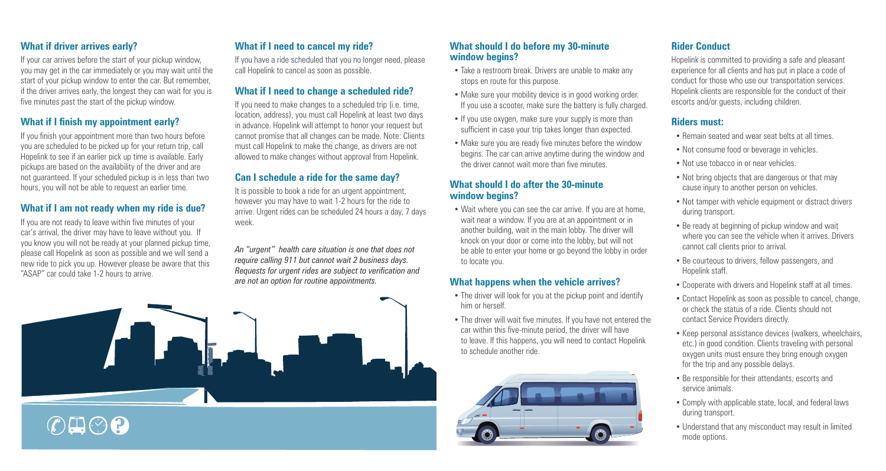## What if driver arrives early?

If your car arrives before the start of your pickup window, you may get in the car immediately or you may wait until the start of your pickup window to enter the car. But remember, if the driver arrives early, the longest they can wait for you is five minutes past the start of the pickup window.

## What if I finish my appointment early?

If you finish your appointment more than two hours before you are scheduled to be picked up for your return trip, call Hopelink to see if an earlier pick up time is available. Early pickups are based on the availability of the driver and are not guaranteed. If your scheduled pickup is in less than two hours, you will not be able to request an earlier time.

## What if I am not ready when my ride is due?

If you are not ready to leave within five minutes of your car's arrival, the driver may have to leave without you. If you know you will not be ready at your planned pickup time, please call Hopelink as soon as possible and we will send a new ride to pick you up. However please be aware that this "ASAP" car could take 1-2 hours to arrive.

## What if I need to cancel my ride?

If you have a ride scheduled that you no longer need, please call Hopelink to cancel as soon as possible.

## What if I need to change a scheduled ride?

If you need to make changes to a scheduled trip (i.e. time, location, address), you must call Hopelink at least two days in advance. Hopelink will attempt to honor your request but cannot promise that all changes can be made. Note: Clients must call Hopelink to make the change, as drivers are not allowed to make changes without approval from Hopelink.

## Can I schedule a ride for the same day?

It is possible to book a ride for an urgent appointment, however you may have to wait 1-2 hours for the ride to arrive. Urgent rides can be scheduled 24 hours a day, 7 days week.

*An "urgent" health care situation is one that does not require calling 911 but cannot wait 2 business days. Requests for urgent rides are subject to verification and are not an option for routine appointments.*

## What should I do before my 30-minute window begins?

- Take a restroom break. Drivers are unable to make any stops en route for this purpose.
- Make sure your mobility device is in good working order. If you use a scooter, make sure the battery is fully charged.
- If you use oxygen, make sure your supply is more than sufficient in case your trip takes longer than expected.
- Make sure you are ready five minutes before the window begins. The car can arrive anytime during the window and the driver cannot wait more than five minutes.

## What should I do after the 30-minute window begins?

- Wait where you can see the car arrive. If you are at home, wait near a window. If you are at an appointment or in another building, wait in the main lobby. The driver will knock on your door or come into the lobby, but will not be able to enter your home or go beyond the lobby in order to locate you.

## What happens when the vehicle arrives?

- The driver will look for you at the pickup point and identify him or herself.
- The driver will wait five minutes. If you have not entered the car within this five-minute period, the driver will have to leave. If this happens, you will need to contact Hopelink to schedule another ride.

## Rider Conduct

Hopelink is committed to providing a safe and pleasant experience for all clients and has put in place a code of conduct for those who use our transportation services. Hopelink clients are responsible for the conduct of their escorts and/or guests, including children.

### Riders must:

- Remain seated and wear seat belts at all times.
- Not consume food or beverage in vehicles.
- Not use tobacco in or near vehicles.
- Not bring objects that are dangerous or that may cause injury to another person on vehicles.
- Not tamper with vehicle equipment or distract drivers during transport.
- Be ready at beginning of pickup window and wait where you can see the vehicle when it arrives. Drivers cannot call clients prior to arrival.
- Be courteous to drivers, fellow passengers, and Hopelink staff.
- Cooperate with drivers and Hopelink staff at all times.
- Contact Hopelink as soon as possible to cancel, change, or check the status of a ride. Clients should not contact Service Providers directly.
- Keep personal assistance devices (walkers, wheelchairs, etc.) in good condition. Clients traveling with personal oxygen units must ensure they bring enough oxygen for the trip and any possible delays.
- Be responsible for their attendants, escorts and service animals.
- Comply with applicable state, local, and federal laws during transport.
- Understand that any misconduct may result in limited mode options.